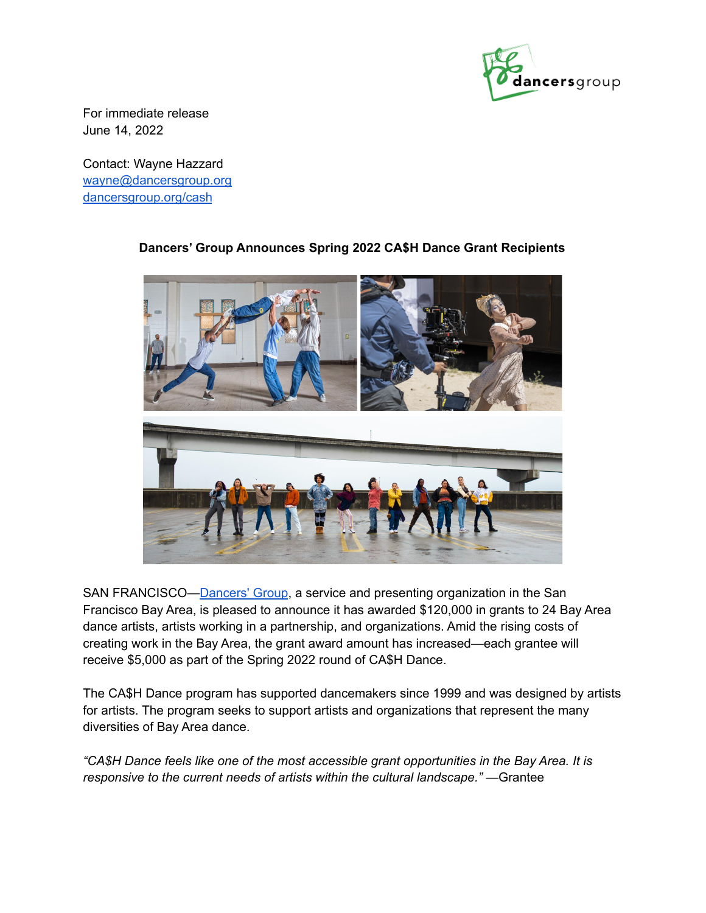For immediate release
June 14, 2022

Contact: Wayne Hazzard
wayne@dancersgroup.org
dancersgroup.org/cash

**Dancers' Group Announces Spring 2022 CA$H Dance Grant Recipients**

SAN FRANCISCO—Dancers' Group, a service and presenting organization in the San Francisco Bay Area, is pleased to announce it has awarded $120,000 in grants to 24 Bay Area dance artists, artists working in a partnership, and organizations. Amid the rising costs of creating work in the Bay Area, the grant award amount has increased—each grantee will receive $5,000 as part of the Spring 2022 round of CA$H Dance.

The CA$H Dance program has supported dancemakers since 1999 and was designed by artists for artists. The program seeks to support artists and organizations that represent the many diversities of Bay Area dance.

*"CA$H Dance feels like one of the most accessible grant opportunities in the Bay Area. It is responsive to the current needs of artists within the cultural landscape."* —Grantee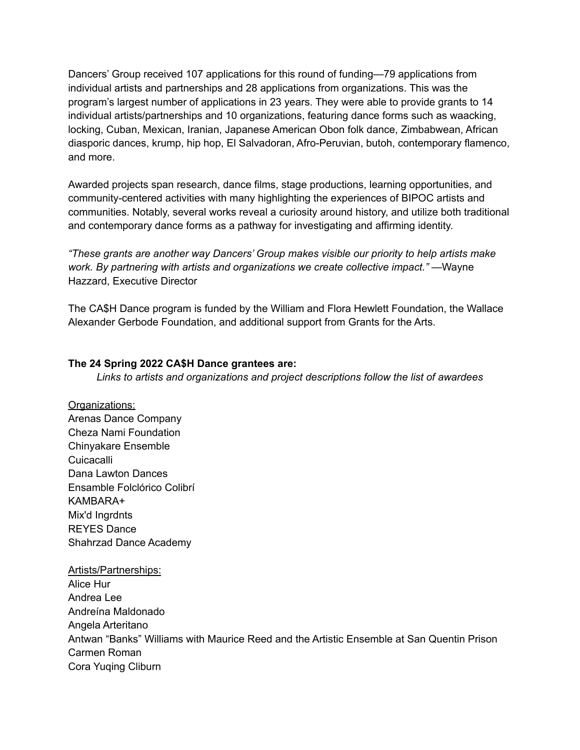Dancers' Group received 107 applications for this round of funding—79 applications from individual artists and partnerships and 28 applications from organizations. This was the program's largest number of applications in 23 years. They were able to provide grants to 14 individual artists/partnerships and 10 organizations, featuring dance forms such as waacking, locking, Cuban, Mexican, Iranian, Japanese American Obon folk dance, Zimbabwean, African diasporic dances, krump, hip hop, El Salvadoran, Afro-Peruvian, butoh, contemporary flamenco, and more.

Awarded projects span research, dance films, stage productions, learning opportunities, and community-centered activities with many highlighting the experiences of BIPOC artists and communities. Notably, several works reveal a curiosity around history, and utilize both traditional and contemporary dance forms as a pathway for investigating and affirming identity.

*"These grants are another way Dancers' Group makes visible our priority to help artists make work. By partnering with artists and organizations we create collective impact."* —Wayne Hazzard, Executive Director

The CA$H Dance program is funded by the William and Flora Hewlett Foundation, the Wallace Alexander Gerbode Foundation, and additional support from Grants for the Arts.

**The 24 Spring 2022 CA$H Dance grantees are:**

*Links to artists and organizations and project descriptions follow the list of awardees*

<u>Organizations:</u>

Arenas Dance Company
Cheza Nami Foundation
Chinyakare Ensemble
Cuicacalli
Dana Lawton Dances
Ensamble Folclórico Colibrí
KAMBARA+
Mix'd Ingrdnts
REYES Dance
Shahrzad Dance Academy

<u>Artists/Partnerships:</u>

Alice Hur
Andrea Lee
Andreína Maldonado
Angela Arteritano
Antwan "Banks" Williams with Maurice Reed and the Artistic Ensemble at San Quentin Prison
Carmen Roman
Cora Yuqing Cliburn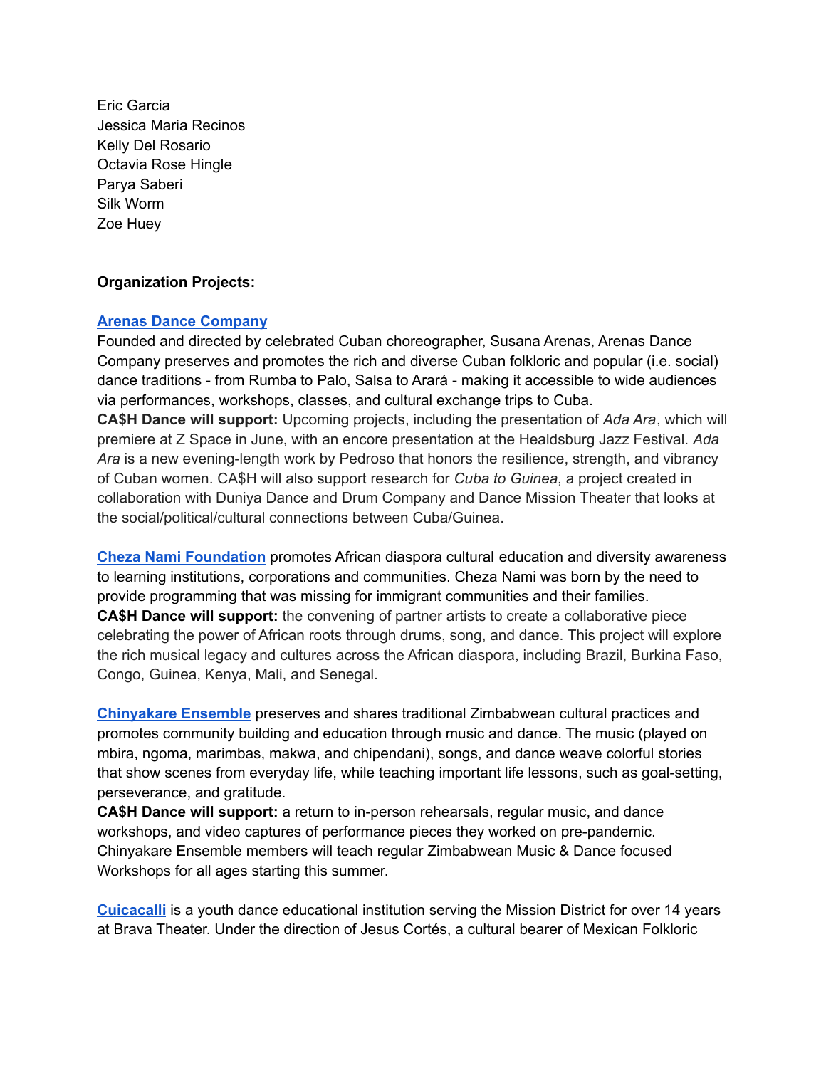Eric Garcia
Jessica Maria Recinos
Kelly Del Rosario
Octavia Rose Hingle
Parya Saberi
Silk Worm
Zoe Huey

**Organization Projects:**

**Arenas Dance Company**
Founded and directed by celebrated Cuban choreographer, Susana Arenas, Arenas Dance Company preserves and promotes the rich and diverse Cuban folkloric and popular (i.e. social) dance traditions - from Rumba to Palo, Salsa to Arará - making it accessible to wide audiences via performances, workshops, classes, and cultural exchange trips to Cuba.
**CA$H Dance will support:** Upcoming projects, including the presentation of *Ada Ara*, which will premiere at Z Space in June, with an encore presentation at the Healdsburg Jazz Festival. *Ada Ara* is a new evening-length work by Pedroso that honors the resilience, strength, and vibrancy of Cuban women. CA$H will also support research for *Cuba to Guinea*, a project created in collaboration with Duniya Dance and Drum Company and Dance Mission Theater that looks at the social/political/cultural connections between Cuba/Guinea.

**Cheza Nami Foundation** promotes African diaspora cultural education and diversity awareness to learning institutions, corporations and communities. Cheza Nami was born by the need to provide programming that was missing for immigrant communities and their families.
**CA$H Dance will support:** the convening of partner artists to create a collaborative piece celebrating the power of African roots through drums, song, and dance. This project will explore the rich musical legacy and cultures across the African diaspora, including Brazil, Burkina Faso, Congo, Guinea, Kenya, Mali, and Senegal.

**Chinyakare Ensemble** preserves and shares traditional Zimbabwean cultural practices and promotes community building and education through music and dance. The music (played on mbira, ngoma, marimbas, makwa, and chipendani), songs, and dance weave colorful stories that show scenes from everyday life, while teaching important life lessons, such as goal-setting, perseverance, and gratitude.
**CA$H Dance will support:** a return to in-person rehearsals, regular music, and dance workshops, and video captures of performance pieces they worked on pre-pandemic. Chinyakare Ensemble members will teach regular Zimbabwean Music & Dance focused Workshops for all ages starting this summer.

**Cuicacalli** is a youth dance educational institution serving the Mission District for over 14 years at Brava Theater. Under the direction of Jesus Cortés, a cultural bearer of Mexican Folkloric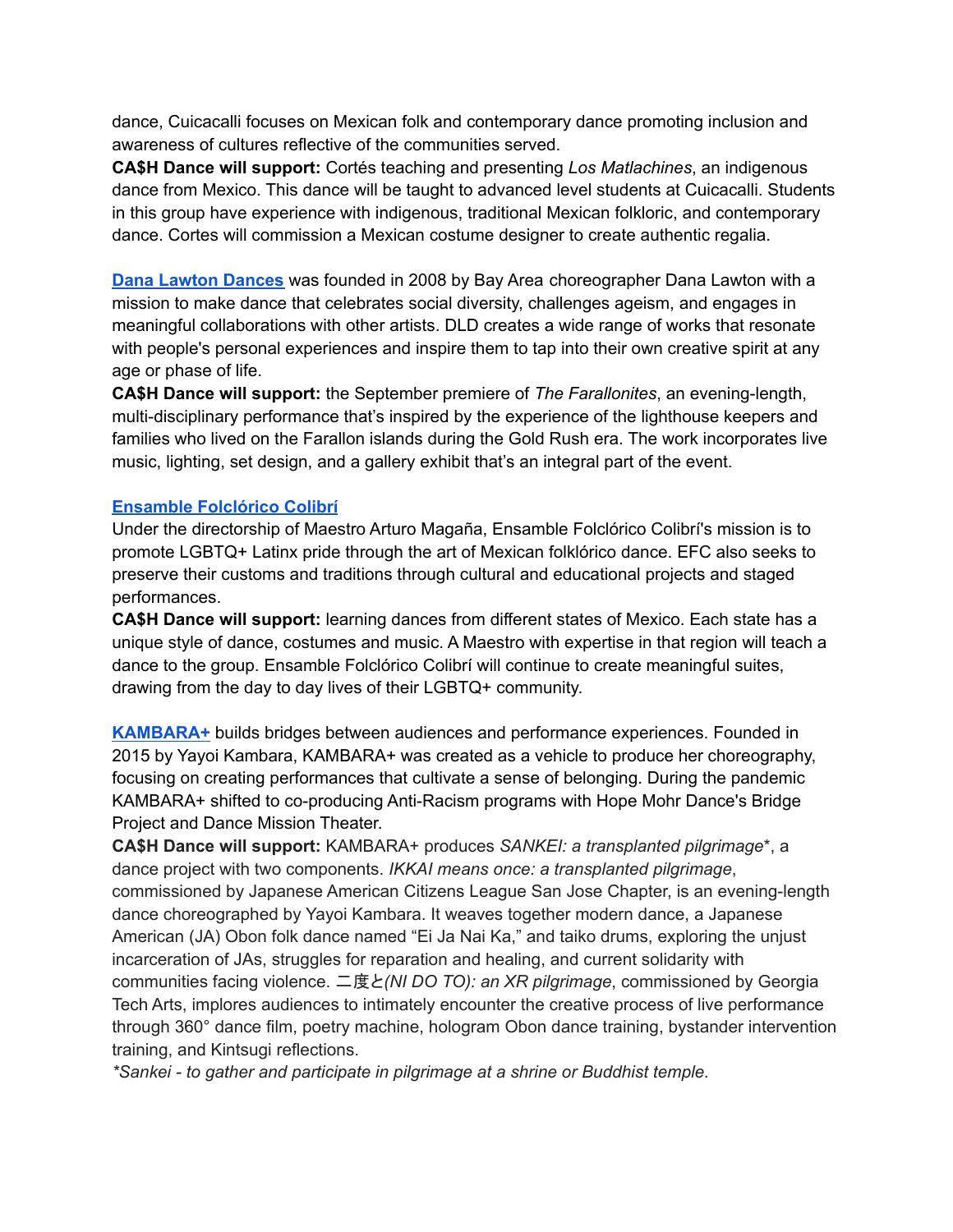dance, Cuicacalli focuses on Mexican folk and contemporary dance promoting inclusion and awareness of cultures reflective of the communities served.
**CA$H Dance will support:** Cortés teaching and presenting *Los Matlachines*, an indigenous dance from Mexico. This dance will be taught to advanced level students at Cuicacalli. Students in this group have experience with indigenous, traditional Mexican folkloric, and contemporary dance. Cortes will commission a Mexican costume designer to create authentic regalia.

**Dana Lawton Dances** was founded in 2008 by Bay Area choreographer Dana Lawton with a mission to make dance that celebrates social diversity, challenges ageism, and engages in meaningful collaborations with other artists. DLD creates a wide range of works that resonate with people's personal experiences and inspire them to tap into their own creative spirit at any age or phase of life.
**CA$H Dance will support:** the September premiere of *The Farallonites*, an evening-length, multi-disciplinary performance that's inspired by the experience of the lighthouse keepers and families who lived on the Farallon islands during the Gold Rush era. The work incorporates live music, lighting, set design, and a gallery exhibit that's an integral part of the event.

**Ensamble Folclórico Colibrí**
Under the directorship of Maestro Arturo Magaña, Ensamble Folclórico Colibrí's mission is to promote LGBTQ+ Latinx pride through the art of Mexican folklórico dance. EFC also seeks to preserve their customs and traditions through cultural and educational projects and staged performances.
**CA$H Dance will support:** learning dances from different states of Mexico. Each state has a unique style of dance, costumes and music. A Maestro with expertise in that region will teach a dance to the group. Ensamble Folclórico Colibrí will continue to create meaningful suites, drawing from the day to day lives of their LGBTQ+ community.

**KAMBARA+** builds bridges between audiences and performance experiences. Founded in 2015 by Yayoi Kambara, KAMBARA+ was created as a vehicle to produce her choreography, focusing on creating performances that cultivate a sense of belonging. During the pandemic KAMBARA+ shifted to co-producing Anti-Racism programs with Hope Mohr Dance's Bridge Project and Dance Mission Theater.
**CA$H Dance will support:** KAMBARA+ produces *SANKEI: a transplanted pilgrimage*\*, a dance project with two components. *IKKAI means once: a transplanted pilgrimage*, commissioned by Japanese American Citizens League San Jose Chapter, is an evening-length dance choreographed by Yayoi Kambara. It weaves together modern dance, a Japanese American (JA) Obon folk dance named "Ei Ja Nai Ka," and taiko drums, exploring the unjust incarceration of JAs, struggles for reparation and healing, and current solidarity with communities facing violence. 二度と*(NI DO TO): an XR pilgrimage*, commissioned by Georgia Tech Arts, implores audiences to intimately encounter the creative process of live performance through 360° dance film, poetry machine, hologram Obon dance training, bystander intervention training, and Kintsugi reflections.
*\*Sankei - to gather and participate in pilgrimage at a shrine or Buddhist temple.*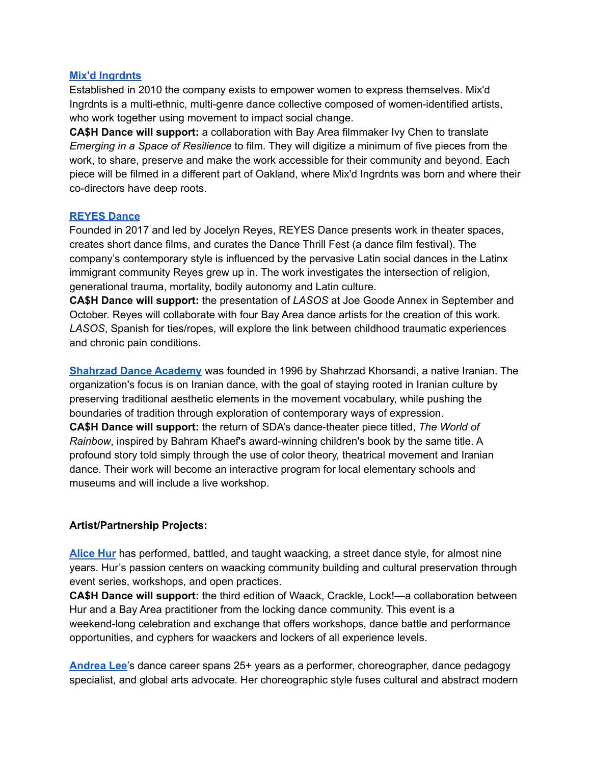[Mix'd Ingrdnts](#)
Established in 2010 the company exists to empower women to express themselves. Mix'd Ingrdnts is a multi-ethnic, multi-genre dance collective composed of women-identified artists, who work together using movement to impact social change.
**CA$H Dance will support:** a collaboration with Bay Area filmmaker Ivy Chen to translate *Emerging in a Space of Resilience* to film. They will digitize a minimum of five pieces from the work, to share, preserve and make the work accessible for their community and beyond. Each piece will be filmed in a different part of Oakland, where Mix'd Ingrdnts was born and where their co-directors have deep roots.

[REYES Dance](#)
Founded in 2017 and led by Jocelyn Reyes, REYES Dance presents work in theater spaces, creates short dance films, and curates the Dance Thrill Fest (a dance film festival). The company's contemporary style is influenced by the pervasive Latin social dances in the Latinx immigrant community Reyes grew up in. The work investigates the intersection of religion, generational trauma, mortality, bodily autonomy and Latin culture.
**CA$H Dance will support:** the presentation of *LASOS* at Joe Goode Annex in September and October. Reyes will collaborate with four Bay Area dance artists for the creation of this work. *LASOS*, Spanish for ties/ropes, will explore the link between childhood traumatic experiences and chronic pain conditions.

[Shahrzad Dance Academy](#) was founded in 1996 by Shahrzad Khorsandi, a native Iranian. The organization's focus is on Iranian dance, with the goal of staying rooted in Iranian culture by preserving traditional aesthetic elements in the movement vocabulary, while pushing the boundaries of tradition through exploration of contemporary ways of expression.
**CA$H Dance will support:** the return of SDA's dance-theater piece titled, *The World of Rainbow*, inspired by Bahram Khaef's award-winning children's book by the same title. A profound story told simply through the use of color theory, theatrical movement and Iranian dance. Their work will become an interactive program for local elementary schools and museums and will include a live workshop.

**Artist/Partnership Projects:**

[Alice Hur](#) has performed, battled, and taught waacking, a street dance style, for almost nine years. Hur's passion centers on waacking community building and cultural preservation through event series, workshops, and open practices.
**CA$H Dance will support:** the third edition of Waack, Crackle, Lock!—a collaboration between Hur and a Bay Area practitioner from the locking dance community. This event is a weekend-long celebration and exchange that offers workshops, dance battle and performance opportunities, and cyphers for waackers and lockers of all experience levels.

[Andrea Lee](#)'s dance career spans 25+ years as a performer, choreographer, dance pedagogy specialist, and global arts advocate. Her choreographic style fuses cultural and abstract modern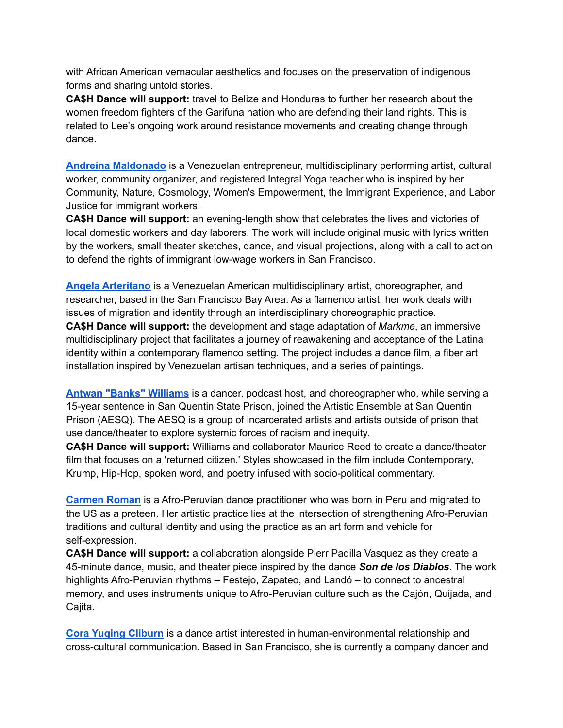with African American vernacular aesthetics and focuses on the preservation of indigenous forms and sharing untold stories.
**CA$H Dance will support:** travel to Belize and Honduras to further her research about the women freedom fighters of the Garifuna nation who are defending their land rights. This is related to Lee's ongoing work around resistance movements and creating change through dance.

**Andreína Maldonado** is a Venezuelan entrepreneur, multidisciplinary performing artist, cultural worker, community organizer, and registered Integral Yoga teacher who is inspired by her Community, Nature, Cosmology, Women's Empowerment, the Immigrant Experience, and Labor Justice for immigrant workers.
**CA$H Dance will support:** an evening-length show that celebrates the lives and victories of local domestic workers and day laborers. The work will include original music with lyrics written by the workers, small theater sketches, dance, and visual projections, along with a call to action to defend the rights of immigrant low-wage workers in San Francisco.

**Angela Arteritano** is a Venezuelan American multidisciplinary artist, choreographer, and researcher, based in the San Francisco Bay Area. As a flamenco artist, her work deals with issues of migration and identity through an interdisciplinary choreographic practice.
**CA$H Dance will support:** the development and stage adaptation of *Markme*, an immersive multidisciplinary project that facilitates a journey of reawakening and acceptance of the Latina identity within a contemporary flamenco setting. The project includes a dance film, a fiber art installation inspired by Venezuelan artisan techniques, and a series of paintings.

**Antwan "Banks" Williams** is a dancer, podcast host, and choreographer who, while serving a 15-year sentence in San Quentin State Prison, joined the Artistic Ensemble at San Quentin Prison (AESQ). The AESQ is a group of incarcerated artists and artists outside of prison that use dance/theater to explore systemic forces of racism and inequity.
**CA$H Dance will support:** Williams and collaborator Maurice Reed to create a dance/theater film that focuses on a 'returned citizen.' Styles showcased in the film include Contemporary, Krump, Hip-Hop, spoken word, and poetry infused with socio-political commentary.

**Carmen Roman** is a Afro-Peruvian dance practitioner who was born in Peru and migrated to the US as a preteen. Her artistic practice lies at the intersection of strengthening Afro-Peruvian traditions and cultural identity and using the practice as an art form and vehicle for self-expression.
**CA$H Dance will support:** a collaboration alongside Pierr Padilla Vasquez as they create a 45-minute dance, music, and theater piece inspired by the dance ***Son de los Diablos***. The work highlights Afro-Peruvian rhythms – Festejo, Zapateo, and Landó – to connect to ancestral memory, and uses instruments unique to Afro-Peruvian culture such as the Cajón, Quijada, and Cajita.

**Cora Yuqing Cliburn** is a dance artist interested in human-environmental relationship and cross-cultural communication. Based in San Francisco, she is currently a company dancer and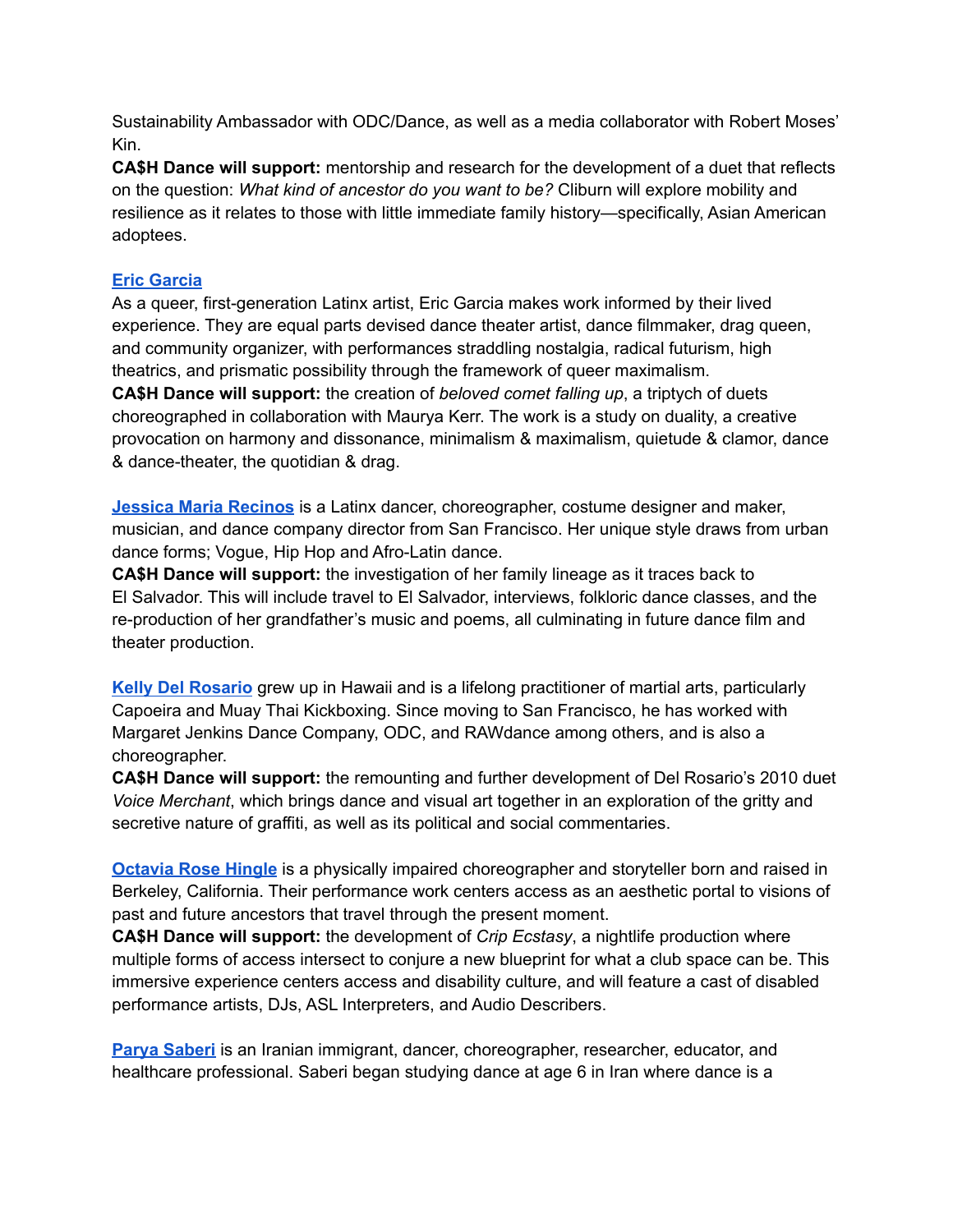Sustainability Ambassador with ODC/Dance, as well as a media collaborator with Robert Moses' Kin.
**CA$H Dance will support:** mentorship and research for the development of a duet that reflects on the question: *What kind of ancestor do you want to be?* Cliburn will explore mobility and resilience as it relates to those with little immediate family history—specifically, Asian American adoptees.

**Eric Garcia**
As a queer, first-generation Latinx artist, Eric Garcia makes work informed by their lived experience. They are equal parts devised dance theater artist, dance filmmaker, drag queen, and community organizer, with performances straddling nostalgia, radical futurism, high theatrics, and prismatic possibility through the framework of queer maximalism.
**CA$H Dance will support:** the creation of *beloved comet falling up*, a triptych of duets choreographed in collaboration with Maurya Kerr. The work is a study on duality, a creative provocation on harmony and dissonance, minimalism & maximalism, quietude & clamor, dance & dance-theater, the quotidian & drag.

**Jessica Maria Recinos** is a Latinx dancer, choreographer, costume designer and maker, musician, and dance company director from San Francisco. Her unique style draws from urban dance forms; Vogue, Hip Hop and Afro-Latin dance.
**CA$H Dance will support:** the investigation of her family lineage as it traces back to El Salvador. This will include travel to El Salvador, interviews, folkloric dance classes, and the re-production of her grandfather's music and poems, all culminating in future dance film and theater production.

**Kelly Del Rosario** grew up in Hawaii and is a lifelong practitioner of martial arts, particularly Capoeira and Muay Thai Kickboxing. Since moving to San Francisco, he has worked with Margaret Jenkins Dance Company, ODC, and RAWdance among others, and is also a choreographer.
**CA$H Dance will support:** the remounting and further development of Del Rosario's 2010 duet *Voice Merchant*, which brings dance and visual art together in an exploration of the gritty and secretive nature of graffiti, as well as its political and social commentaries.

**Octavia Rose Hingle** is a physically impaired choreographer and storyteller born and raised in Berkeley, California. Their performance work centers access as an aesthetic portal to visions of past and future ancestors that travel through the present moment.
**CA$H Dance will support:** the development of *Crip Ecstasy*, a nightlife production where multiple forms of access intersect to conjure a new blueprint for what a club space can be. This immersive experience centers access and disability culture, and will feature a cast of disabled performance artists, DJs, ASL Interpreters, and Audio Describers.

**Parya Saberi** is an Iranian immigrant, dancer, choreographer, researcher, educator, and healthcare professional. Saberi began studying dance at age 6 in Iran where dance is a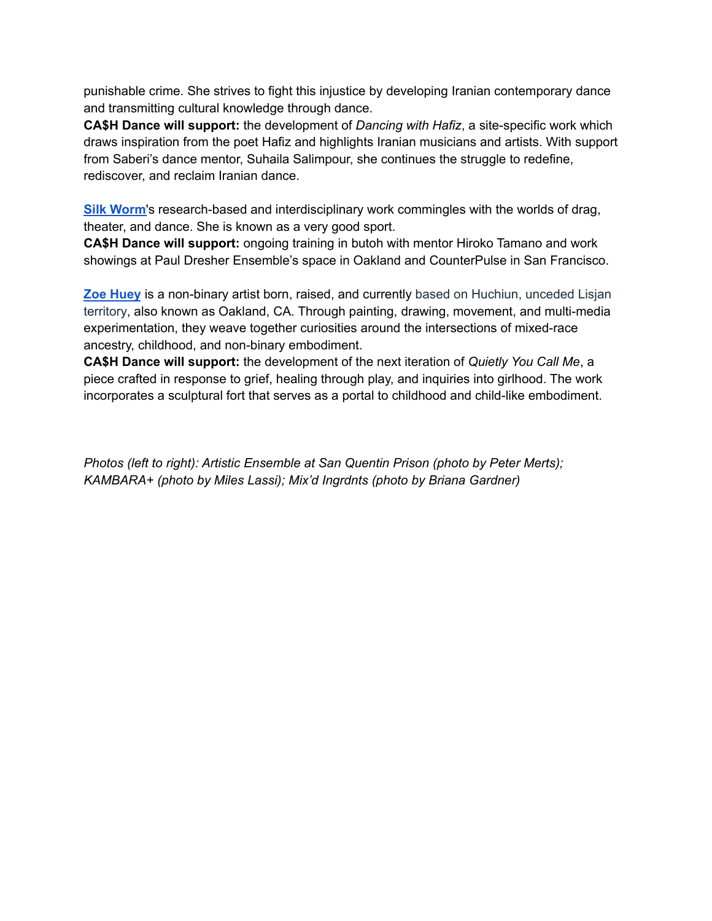punishable crime. She strives to fight this injustice by developing Iranian contemporary dance and transmitting cultural knowledge through dance.
**CA$H Dance will support:** the development of *Dancing with Hafiz*, a site-specific work which draws inspiration from the poet Hafiz and highlights Iranian musicians and artists. With support from Saberi's dance mentor, Suhaila Salimpour, she continues the struggle to redefine, rediscover, and reclaim Iranian dance.

**Silk Worm**'s research-based and interdisciplinary work commingles with the worlds of drag, theater, and dance. She is known as a very good sport.
**CA$H Dance will support:** ongoing training in butoh with mentor Hiroko Tamano and work showings at Paul Dresher Ensemble's space in Oakland and CounterPulse in San Francisco.

**Zoe Huey** is a non-binary artist born, raised, and currently based on Huchiun, unceded Lisjan territory, also known as Oakland, CA. Through painting, drawing, movement, and multi-media experimentation, they weave together curiosities around the intersections of mixed-race ancestry, childhood, and non-binary embodiment.
**CA$H Dance will support:** the development of the next iteration of *Quietly You Call Me*, a piece crafted in response to grief, healing through play, and inquiries into girlhood. The work incorporates a sculptural fort that serves as a portal to childhood and child-like embodiment.

*Photos (left to right): Artistic Ensemble at San Quentin Prison (photo by Peter Merts); KAMBARA+ (photo by Miles Lassi); Mix'd Ingrdnts (photo by Briana Gardner)*